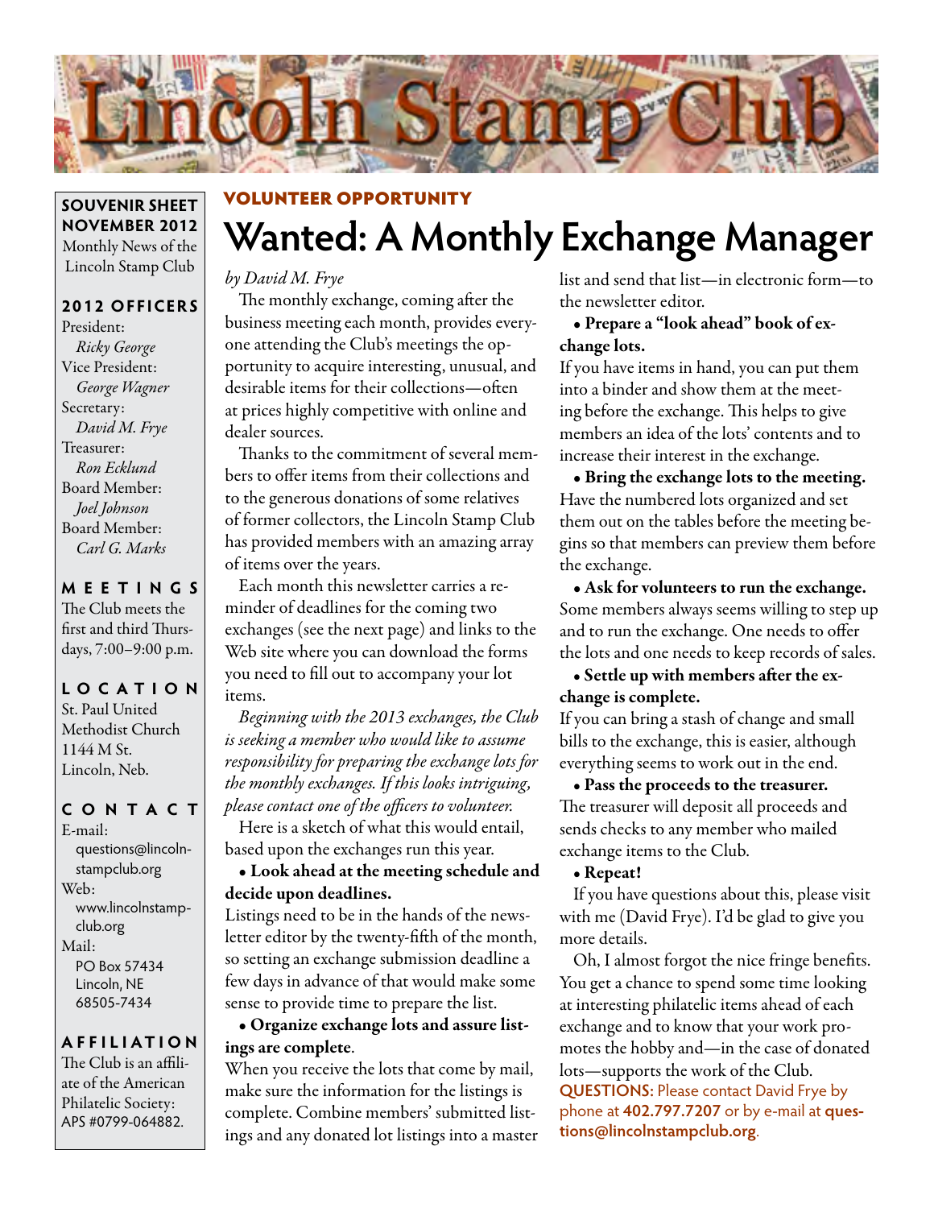# Lincoln Stamp Club

**SOUVENIR SHEET**
**NOVEMBER 2012**
Monthly News of the Lincoln Stamp Club

### 2012 OFFICERS

President:
*Ricky George*
Vice President:
*George Wagner*
Secretary:
*David M. Frye*
Treasurer:
*Ron Ecklund*
Board Member:
*Joel Johnson*
Board Member:
*Carl G. Marks*

### MEETINGS

The Club meets the first and third Thursdays, 7:00–9:00 p.m.

### LOCATION

St. Paul United Methodist Church
1144 M St.
Lincoln, Neb.

### CONTACT

E-mail:
questions@lincolnstampclub.org
Web:
www.lincolnstampclub.org
Mail:
PO Box 57434
Lincoln, NE
68505-7434

### AFFILIATION

The Club is an affiliate of the American Philatelic Society: APS #0799-064882.

**VOLUNTEER OPPORTUNITY**

## Wanted: A Monthly Exchange Manager

*by David M. Frye*

The monthly exchange, coming after the business meeting each month, provides everyone attending the Club's meetings the opportunity to acquire interesting, unusual, and desirable items for their collections—often at prices highly competitive with online and dealer sources.

Thanks to the commitment of several members to offer items from their collections and to the generous donations of some relatives of former collectors, the Lincoln Stamp Club has provided members with an amazing array of items over the years.

Each month this newsletter carries a reminder of deadlines for the coming two exchanges (see the next page) and links to the Web site where you can download the forms you need to fill out to accompany your lot items.

*Beginning with the 2013 exchanges, the Club is seeking a member who would like to assume responsibility for preparing the exchange lots for the monthly exchanges. If this looks intriguing, please contact one of the officers to volunteer.*

Here is a sketch of what this would entail, based upon the exchanges run this year.

- **Look ahead at the meeting schedule and decide upon deadlines.**

Listings need to be in the hands of the newsletter editor by the twenty-fifth of the month, so setting an exchange submission deadline a few days in advance of that would make some sense to provide time to prepare the list.

- **Organize exchange lots and assure listings are complete**.

When you receive the lots that come by mail, make sure the information for the listings is complete. Combine members' submitted listings and any donated lot listings into a master list and send that list—in electronic form—to the newsletter editor.

- **Prepare a "look ahead" book of exchange lots.**

If you have items in hand, you can put them into a binder and show them at the meeting before the exchange. This helps to give members an idea of the lots' contents and to increase their interest in the exchange.

- **Bring the exchange lots to the meeting.**

Have the numbered lots organized and set them out on the tables before the meeting begins so that members can preview them before the exchange.

- **Ask for volunteers to run the exchange.**

Some members always seems willing to step up and to run the exchange. One needs to offer the lots and one needs to keep records of sales.

- **Settle up with members after the exchange is complete.**

If you can bring a stash of change and small bills to the exchange, this is easier, although everything seems to work out in the end.

- **Pass the proceeds to the treasurer.**

The treasurer will deposit all proceeds and sends checks to any member who mailed exchange items to the Club.

- **Repeat!**

If you have questions about this, please visit with me (David Frye). I'd be glad to give you more details.

Oh, I almost forgot the nice fringe benefits. You get a chance to spend some time looking at interesting philatelic items ahead of each exchange and to know that your work promotes the hobby and—in the case of donated lots—supports the work of the Club.

**QUESTIONS:** Please contact David Frye by phone at **402.797.7207** or by e-mail at **questions@lincolnstampclub.org**.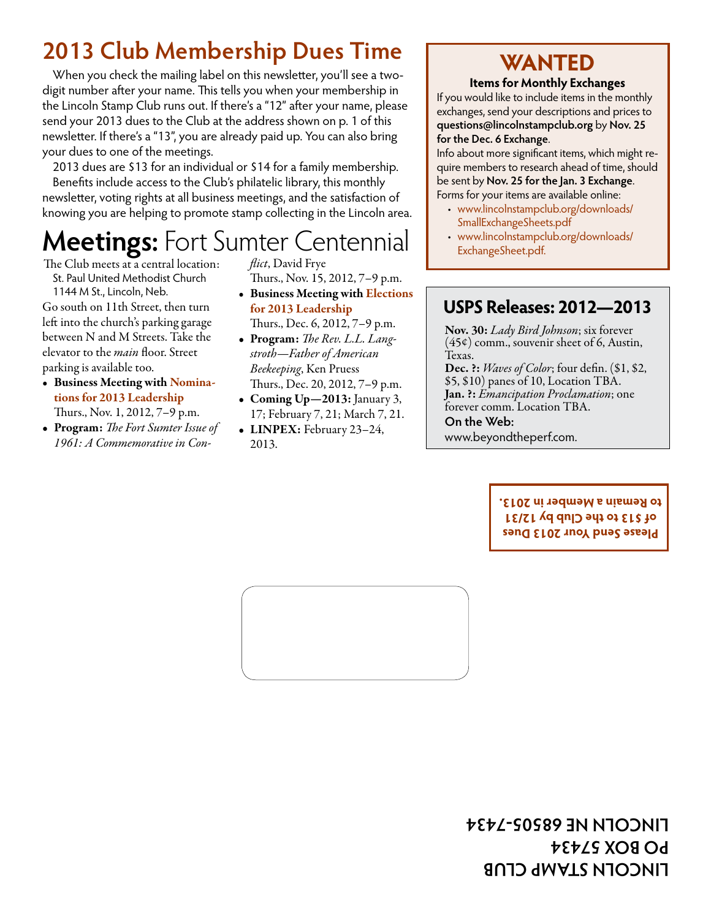# 2013 Club Membership Dues Time

When you check the mailing label on this newsletter, you'll see a two-digit number after your name. This tells you when your membership in the Lincoln Stamp Club runs out. If there's a "12" after your name, please send your 2013 dues to the Club at the address shown on p. 1 of this newsletter. If there's a "13", you are already paid up. You can also bring your dues to one of the meetings.

2013 dues are $13 for an individual or $14 for a family membership.

Benefits include access to the Club's philatelic library, this monthly newsletter, voting rights at all business meetings, and the satisfaction of knowing you are helping to promote stamp collecting in the Lincoln area.

# Meetings: Fort Sumter Centennial

The Club meets at a central location:
St. Paul United Methodist Church
1144 M St., Lincoln, Neb.

Go south on 11th Street, then turn left into the church's parking garage between N and M Streets. Take the elevator to the *main* floor. Street parking is available too.

- **Business Meeting with Nominations for 2013 Leadership**
  Thurs., Nov. 1, 2012, 7–9 p.m.
- **Program:** *The Fort Sumter Issue of 1961: A Commemorative in Conflict*, David Frye
  Thurs., Nov. 15, 2012, 7–9 p.m.
- **Business Meeting with Elections for 2013 Leadership**
  Thurs., Dec. 6, 2012, 7–9 p.m.
- **Program:** *The Rev. L.L. Langstroth—Father of American Beekeeping*, Ken Pruess
  Thurs., Dec. 20, 2012, 7–9 p.m.
- **Coming Up—2013:** January 3, 17; February 7, 21; March 7, 21.
- **LINPEX:** February 23–24, 2013.

# WANTED

**Items for Monthly Exchanges**

If you would like to include items in the monthly exchanges, send your descriptions and prices to **questions@lincolnstampclub.org** by **Nov. 25 for the Dec. 6 Exchange**.

Info about more significant items, which might require members to research ahead of time, should be sent by **Nov. 25 for the Jan. 3 Exchange**.

Forms for your items are available online:

- www.lincolnstampclub.org/downloads/SmallExchangeSheets.pdf
- www.lincolnstampclub.org/downloads/ExchangeSheet.pdf.

## USPS Releases: 2012—2013

**Nov. 30:** *Lady Bird Johnson*; six forever (45¢) comm., souvenir sheet of 6, Austin, Texas.
**Dec. ?:** *Waves of Color*; four defin. ($1, $2, $5, $10) panes of 10, Location TBA.
**Jan. ?:** *Emancipation Proclamation*; one forever comm. Location TBA.

**On the Web:**
www.beyondtheperf.com.

**Please Send Your 2013 Dues of $13 to the Club by 12/31 to Remain a Member in 2013.**

LINCOLN STAMP CLUB
PO BOX 57434
LINCOLN NE 68505-7434